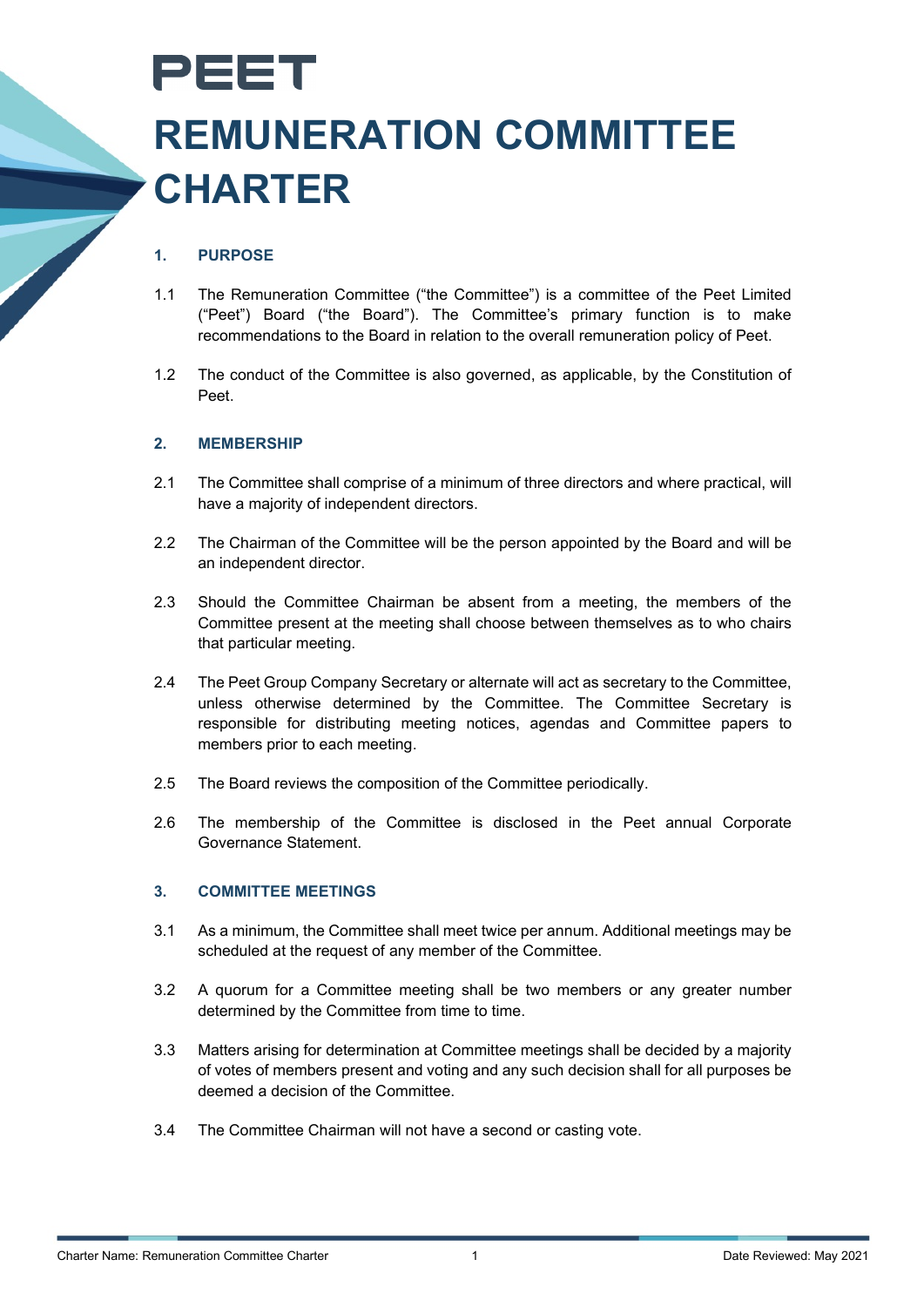PEET

# REMUNERATION COMMITTEE CHARTER

## 1. PURPOSE

1.1 The Remuneration Committee ("the Committee") is a committee of the Peet Limited ("Peet") Board ("the Board"). The Committee's primary function is to make recommendations to the Board in relation to the overall remuneration policy of Peet.

1.2 The conduct of the Committee is also governed, as applicable, by the Constitution of Peet.

## 2. MEMBERSHIP

2.1 The Committee shall comprise of a minimum of three directors and where practical, will have a majority of independent directors.

2.2 The Chairman of the Committee will be the person appointed by the Board and will be an independent director.

2.3 Should the Committee Chairman be absent from a meeting, the members of the Committee present at the meeting shall choose between themselves as to who chairs that particular meeting.

2.4 The Peet Group Company Secretary or alternate will act as secretary to the Committee, unless otherwise determined by the Committee. The Committee Secretary is responsible for distributing meeting notices, agendas and Committee papers to members prior to each meeting.

2.5 The Board reviews the composition of the Committee periodically.

2.6 The membership of the Committee is disclosed in the Peet annual Corporate Governance Statement.

## 3. COMMITTEE MEETINGS

3.1 As a minimum, the Committee shall meet twice per annum. Additional meetings may be scheduled at the request of any member of the Committee.

3.2 A quorum for a Committee meeting shall be two members or any greater number determined by the Committee from time to time.

3.3 Matters arising for determination at Committee meetings shall be decided by a majority of votes of members present and voting and any such decision shall for all purposes be deemed a decision of the Committee.

3.4 The Committee Chairman will not have a second or casting vote.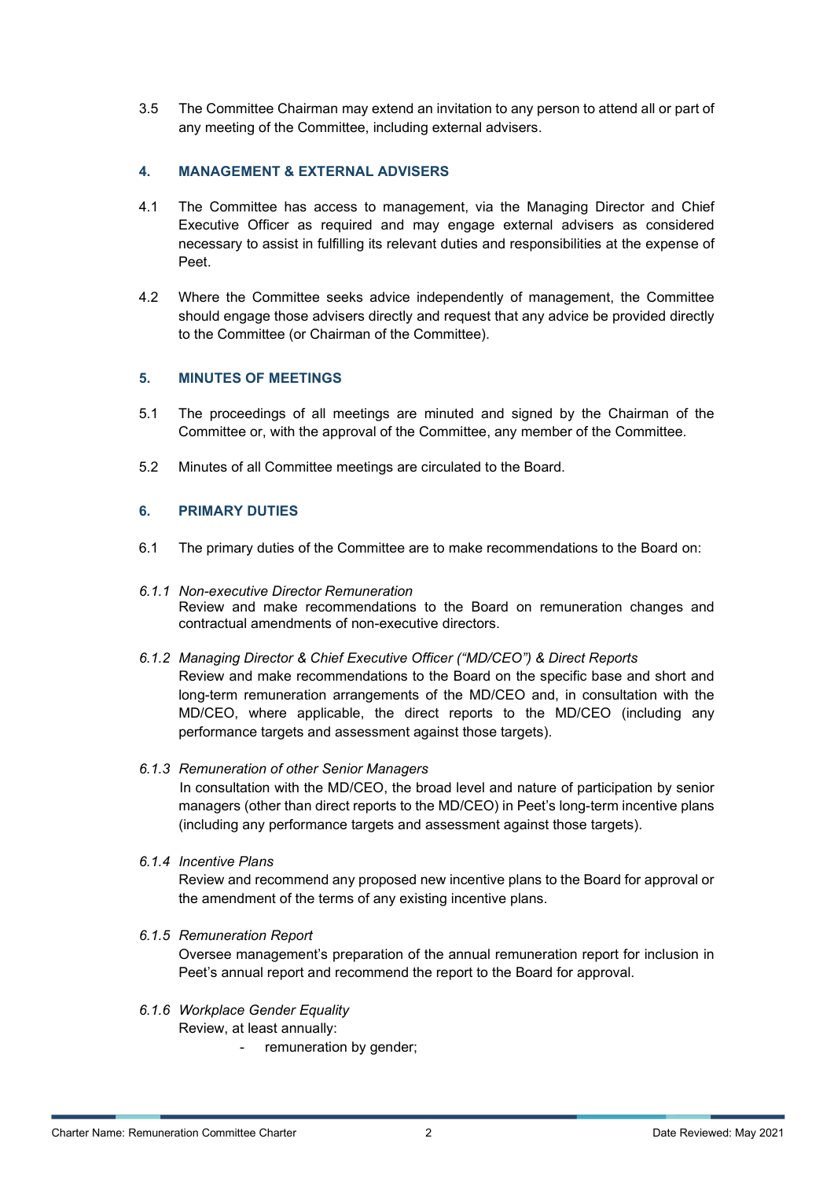3.5 The Committee Chairman may extend an invitation to any person to attend all or part of any meeting of the Committee, including external advisers.

## 4. MANAGEMENT & EXTERNAL ADVISERS

4.1 The Committee has access to management, via the Managing Director and Chief Executive Officer as required and may engage external advisers as considered necessary to assist in fulfilling its relevant duties and responsibilities at the expense of Peet.

4.2 Where the Committee seeks advice independently of management, the Committee should engage those advisers directly and request that any advice be provided directly to the Committee (or Chairman of the Committee).

## 5. MINUTES OF MEETINGS

5.1 The proceedings of all meetings are minuted and signed by the Chairman of the Committee or, with the approval of the Committee, any member of the Committee.

5.2 Minutes of all Committee meetings are circulated to the Board.

## 6. PRIMARY DUTIES

6.1 The primary duties of the Committee are to make recommendations to the Board on:

*6.1.1 Non-executive Director Remuneration*

Review and make recommendations to the Board on remuneration changes and contractual amendments of non-executive directors.

*6.1.2 Managing Director & Chief Executive Officer ("MD/CEO") & Direct Reports*

Review and make recommendations to the Board on the specific base and short and long-term remuneration arrangements of the MD/CEO and, in consultation with the MD/CEO, where applicable, the direct reports to the MD/CEO (including any performance targets and assessment against those targets).

*6.1.3 Remuneration of other Senior Managers*

In consultation with the MD/CEO, the broad level and nature of participation by senior managers (other than direct reports to the MD/CEO) in Peet's long-term incentive plans (including any performance targets and assessment against those targets).

*6.1.4 Incentive Plans*

Review and recommend any proposed new incentive plans to the Board for approval or the amendment of the terms of any existing incentive plans.

*6.1.5 Remuneration Report*

Oversee management's preparation of the annual remuneration report for inclusion in Peet's annual report and recommend the report to the Board for approval.

*6.1.6 Workplace Gender Equality*

Review, at least annually:

- remuneration by gender;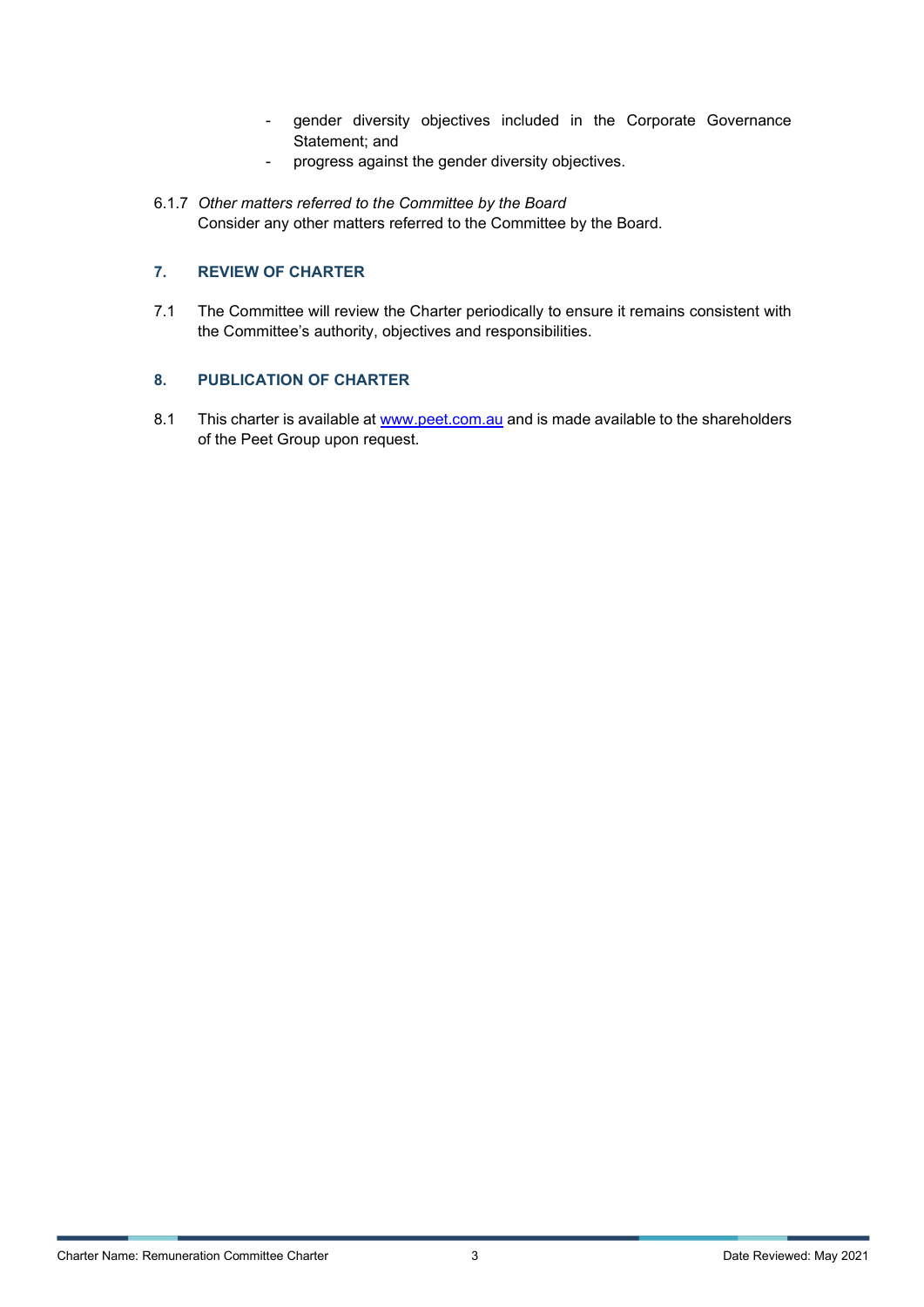- gender diversity objectives included in the Corporate Governance Statement; and
- progress against the gender diversity objectives.

6.1.7 *Other matters referred to the Committee by the Board*
Consider any other matters referred to the Committee by the Board.

## 7. REVIEW OF CHARTER

7.1 The Committee will review the Charter periodically to ensure it remains consistent with the Committee's authority, objectives and responsibilities.

## 8. PUBLICATION OF CHARTER

8.1 This charter is available at [www.peet.com.au](http://www.peet.com.au) and is made available to the shareholders of the Peet Group upon request.